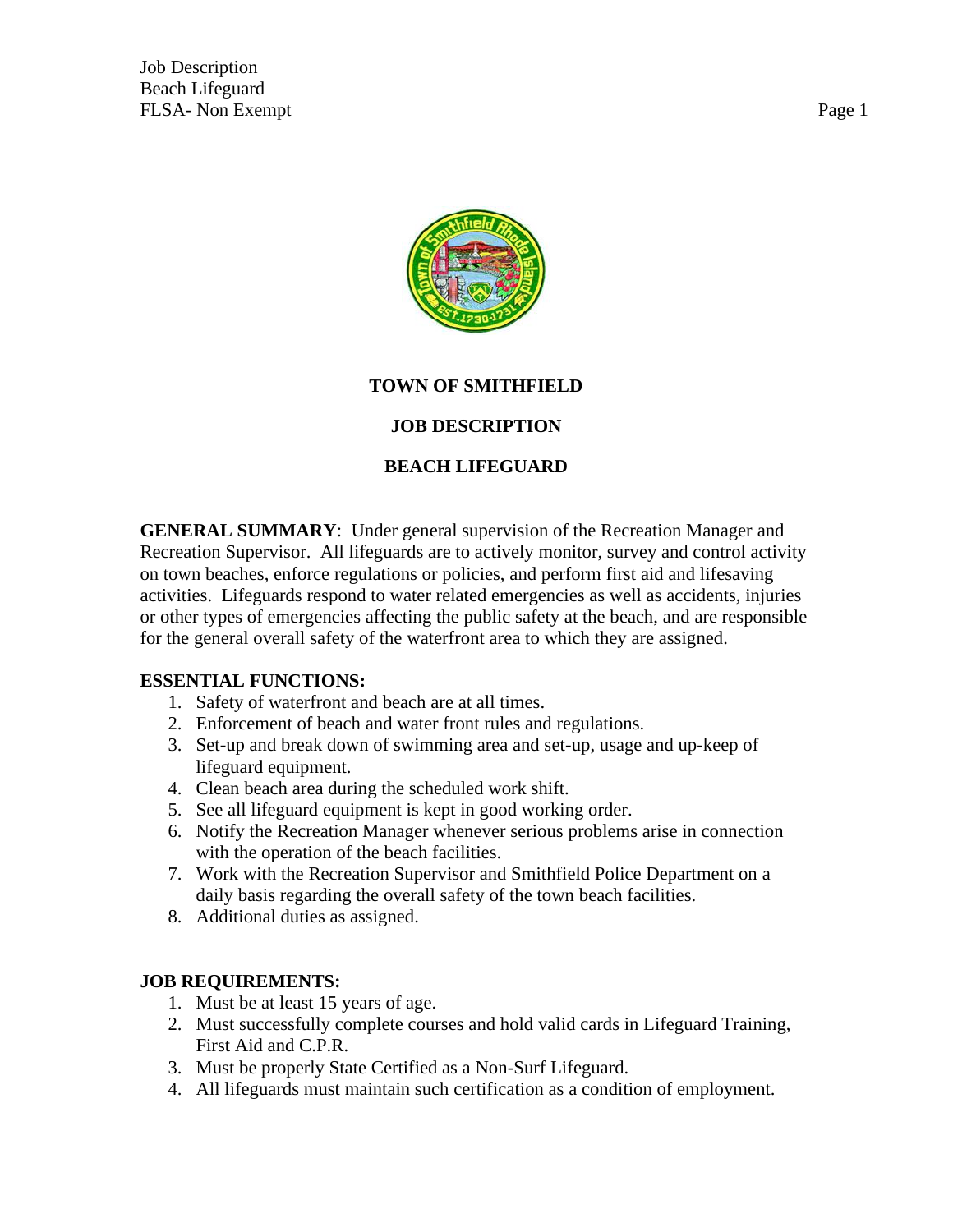# TOWN OF SMITHFIELD

## JOB DESCRIPTION

## BEACH LIFEGUARD

**GENERAL SUMMARY**: Under general supervision of the Recreation Manager and Recreation Supervisor. All lifeguards are to actively monitor, survey and control activity on town beaches, enforce regulations or policies, and perform first aid and lifesaving activities. Lifeguards respond to water related emergencies as well as accidents, injuries or other types of emergencies affecting the public safety at the beach, and are responsible for the general overall safety of the waterfront area to which they are assigned.

**ESSENTIAL FUNCTIONS:**

1. Safety of waterfront and beach are at all times.
2. Enforcement of beach and water front rules and regulations.
3. Set-up and break down of swimming area and set-up, usage and up-keep of lifeguard equipment.
4. Clean beach area during the scheduled work shift.
5. See all lifeguard equipment is kept in good working order.
6. Notify the Recreation Manager whenever serious problems arise in connection with the operation of the beach facilities.
7. Work with the Recreation Supervisor and Smithfield Police Department on a daily basis regarding the overall safety of the town beach facilities.
8. Additional duties as assigned.

**JOB REQUIREMENTS:**

1. Must be at least 15 years of age.
2. Must successfully complete courses and hold valid cards in Lifeguard Training, First Aid and C.P.R.
3. Must be properly State Certified as a Non-Surf Lifeguard.
4. All lifeguards must maintain such certification as a condition of employment.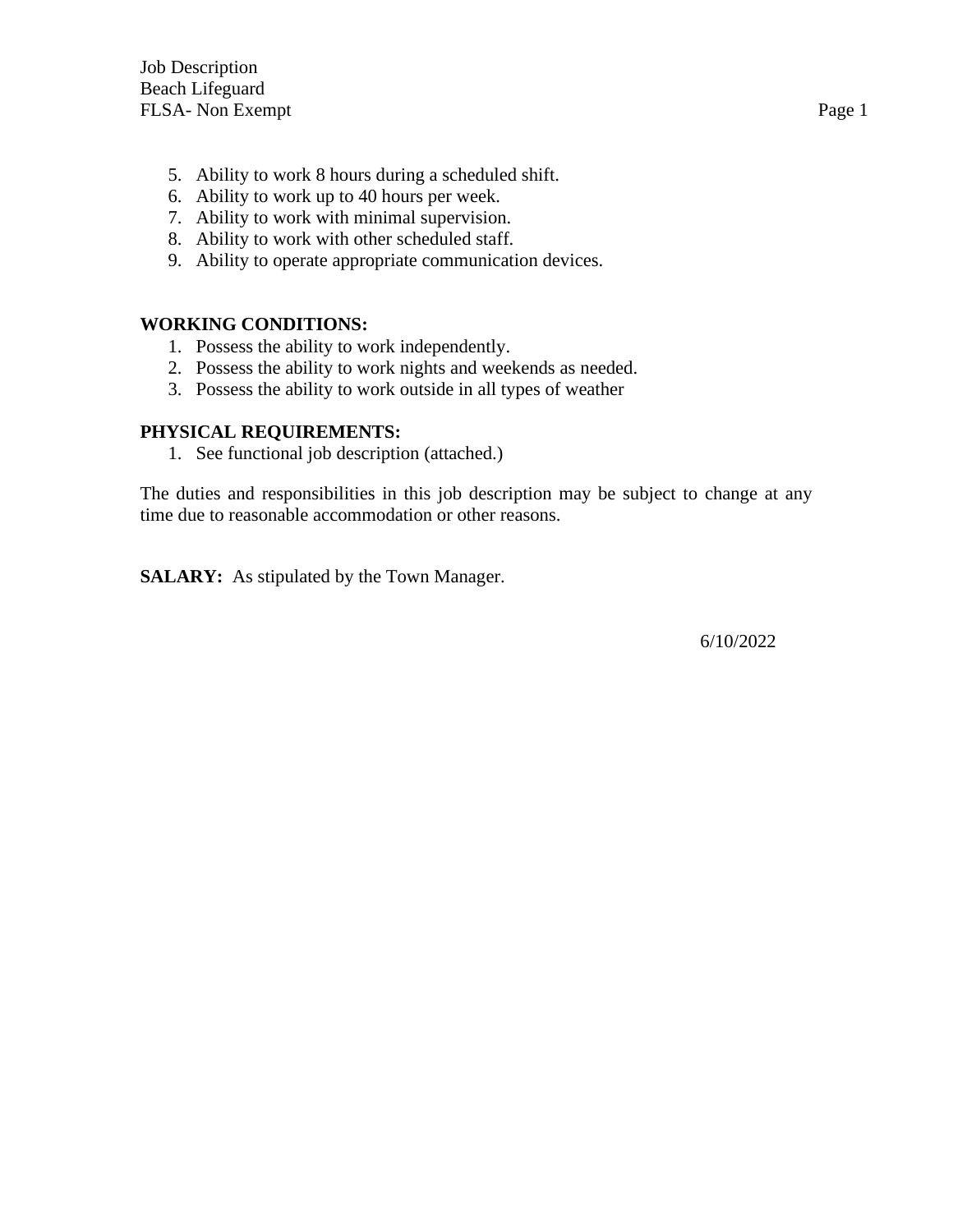5. Ability to work 8 hours during a scheduled shift.
6. Ability to work up to 40 hours per week.
7. Ability to work with minimal supervision.
8. Ability to work with other scheduled staff.
9. Ability to operate appropriate communication devices.

**WORKING CONDITIONS:**

1. Possess the ability to work independently.
2. Possess the ability to work nights and weekends as needed.
3. Possess the ability to work outside in all types of weather

**PHYSICAL REQUIREMENTS:**

1. See functional job description (attached.)

The duties and responsibilities in this job description may be subject to change at any time due to reasonable accommodation or other reasons.

**SALARY:** As stipulated by the Town Manager.

6/10/2022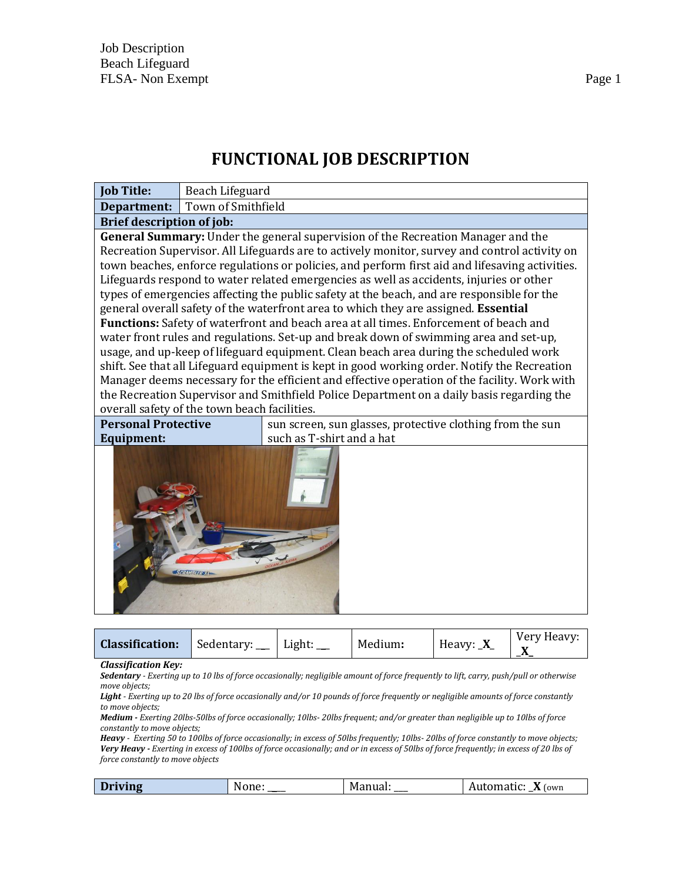# FUNCTIONAL JOB DESCRIPTION

| **Job Title:** | Beach Lifeguard |
|---|---|
| **Department:** | Town of Smithfield |
| **Brief description of job:** | |

**General Summary:** Under the general supervision of the Recreation Manager and the Recreation Supervisor. All Lifeguards are to actively monitor, survey and control activity on town beaches, enforce regulations or policies, and perform first aid and lifesaving activities. Lifeguards respond to water related emergencies as well as accidents, injuries or other types of emergencies affecting the public safety at the beach, and are responsible for the general overall safety of the waterfront area to which they are assigned. **Essential Functions:** Safety of waterfront and beach area at all times. Enforcement of beach and water front rules and regulations. Set-up and break down of swimming area and set-up, usage, and up-keep of lifeguard equipment. Clean beach area during the scheduled work shift. See that all Lifeguard equipment is kept in good working order. Notify the Recreation Manager deems necessary for the efficient and effective operation of the facility. Work with the Recreation Supervisor and Smithfield Police Department on a daily basis regarding the overall safety of the town beach facilities.

| **Personal Protective Equipment:** | sun screen, sun glasses, protective clothing from the sun such as T-shirt and a hat |
|---|---|

| **Classification:** | Sedentary: __ | Light: __ | Medium: | Heavy: _X_ | Very Heavy: _X_ |
|---|---|---|---|---|---|

***Classification Key:***

***Sedentary*** *- Exerting up to 10 lbs of force occasionally; negligible amount of force frequently to lift, carry, push/pull or otherwise move objects;*

***Light*** *- Exerting up to 20 lbs of force occasionally and/or 10 pounds of force frequently or negligible amounts of force constantly to move objects;*

***Medium -*** *Exerting 20lbs-50lbs of force occasionally; 10lbs- 20lbs frequent; and/or greater than negligible up to 10lbs of force constantly to move objects;*

***Heavy*** *- Exerting 50 to 100lbs of force occasionally; in excess of 50lbs frequently; 10lbs- 20lbs of force constantly to move objects;*

***Very Heavy -*** *Exerting in excess of 100lbs of force occasionally; and or in excess of 50lbs of force frequently; in excess of 20 lbs of force constantly to move objects*

| **Driving** | None: ___ | Manual: ___ | Automatic: _X (own |
|---|---|---|---|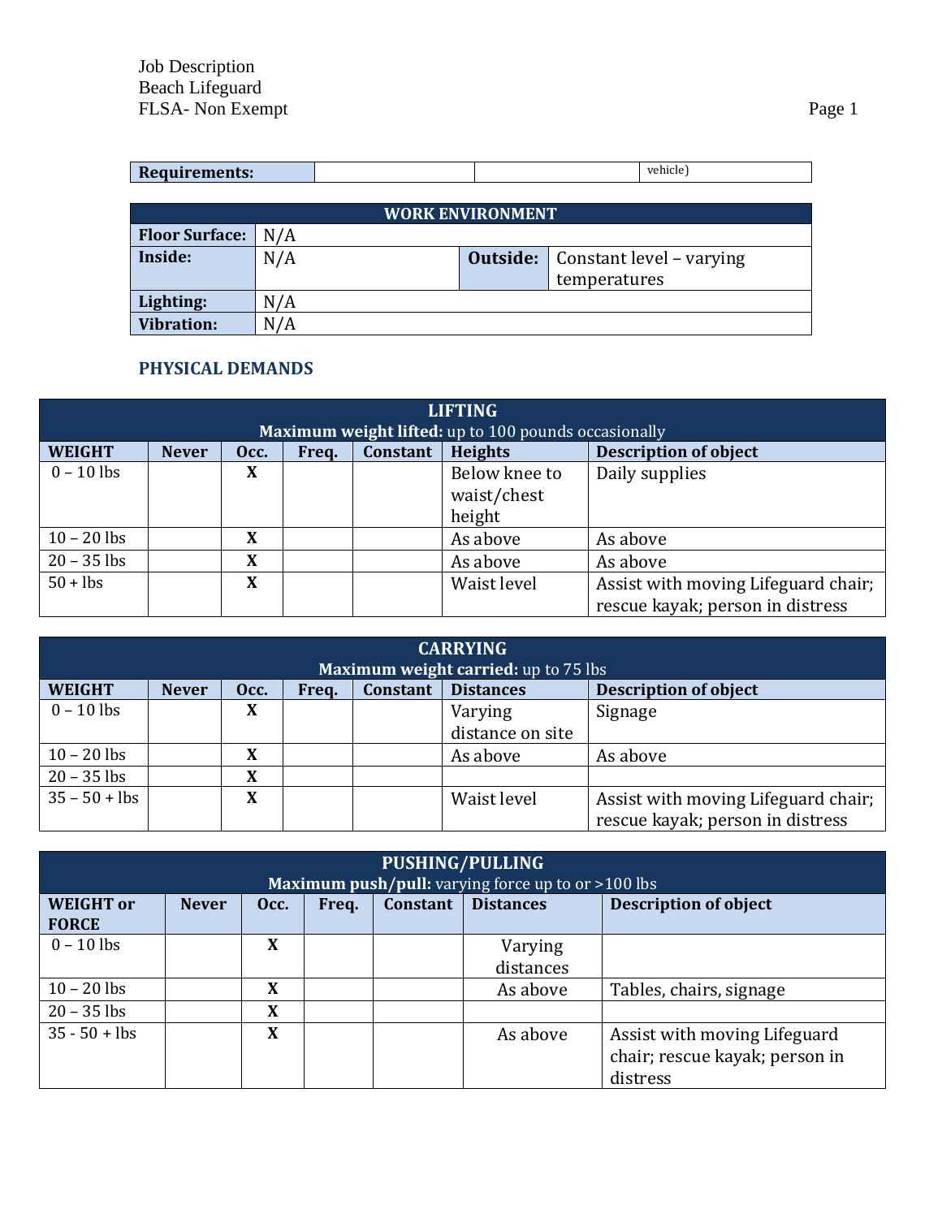| Requirements: | | | vehicle) |
|---|---|---|---|

| WORK ENVIRONMENT | | | |
|---|---|---|---|
| **Floor Surface:** | N/A | | |
| **Inside:** | N/A | **Outside:** | Constant level – varying temperatures |
| **Lighting:** | N/A | | |
| **Vibration:** | N/A | | |

## PHYSICAL DEMANDS

| LIFTING<br>**Maximum weight lifted:** up to 100 pounds occasionally | | | | | | |
|---|---|---|---|---|---|---|
| **WEIGHT** | **Never** | **Occ.** | **Freq.** | **Constant** | **Heights** | **Description of object** |
| 0 – 10 lbs | | X | | | Below knee to waist/chest height | Daily supplies |
| 10 – 20 lbs | | X | | | As above | As above |
| 20 – 35 lbs | | X | | | As above | As above |
| 50 + lbs | | X | | | Waist level | Assist with moving Lifeguard chair; rescue kayak; person in distress |

| CARRYING<br>**Maximum weight carried:** up to 75 lbs | | | | | | |
|---|---|---|---|---|---|---|
| **WEIGHT** | **Never** | **Occ.** | **Freq.** | **Constant** | **Distances** | **Description of object** |
| 0 – 10 lbs | | X | | | Varying distance on site | Signage |
| 10 – 20 lbs | | X | | | As above | As above |
| 20 – 35 lbs | | X | | | | |
| 35 – 50 + lbs | | X | | | Waist level | Assist with moving Lifeguard chair; rescue kayak; person in distress |

| PUSHING/PULLING<br>**Maximum push/pull:** varying force up to or >100 lbs | | | | | | |
|---|---|---|---|---|---|---|
| **WEIGHT or FORCE** | **Never** | **Occ.** | **Freq.** | **Constant** | **Distances** | **Description of object** |
| 0 – 10 lbs | | X | | | Varying distances | |
| 10 – 20 lbs | | X | | | As above | Tables, chairs, signage |
| 20 – 35 lbs | | X | | | | |
| 35 - 50 + lbs | | X | | | As above | Assist with moving Lifeguard chair; rescue kayak; person in distress |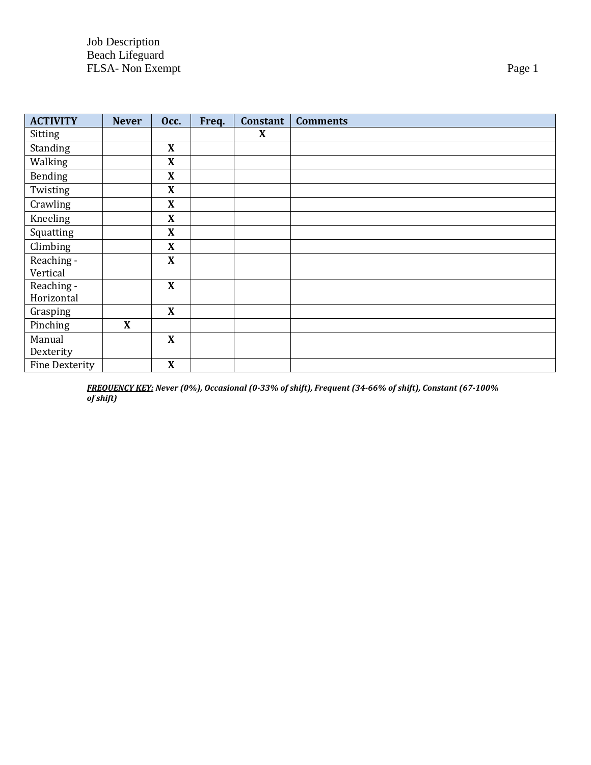| ACTIVITY | Never | Occ. | Freq. | Constant | Comments |
|---|---|---|---|---|---|
| Sitting | | | | X | |
| Standing | | X | | | |
| Walking | | X | | | |
| Bending | | X | | | |
| Twisting | | X | | | |
| Crawling | | X | | | |
| Kneeling | | X | | | |
| Squatting | | X | | | |
| Climbing | | X | | | |
| Reaching - Vertical | | X | | | |
| Reaching - Horizontal | | X | | | |
| Grasping | | X | | | |
| Pinching | X | | | | |
| Manual Dexterity | | X | | | |
| Fine Dexterity | | X | | | |

***<u>FREQUENCY KEY:</u> Never (0%), Occasional (0-33% of shift), Frequent (34-66% of shift), Constant (67-100% of shift)***